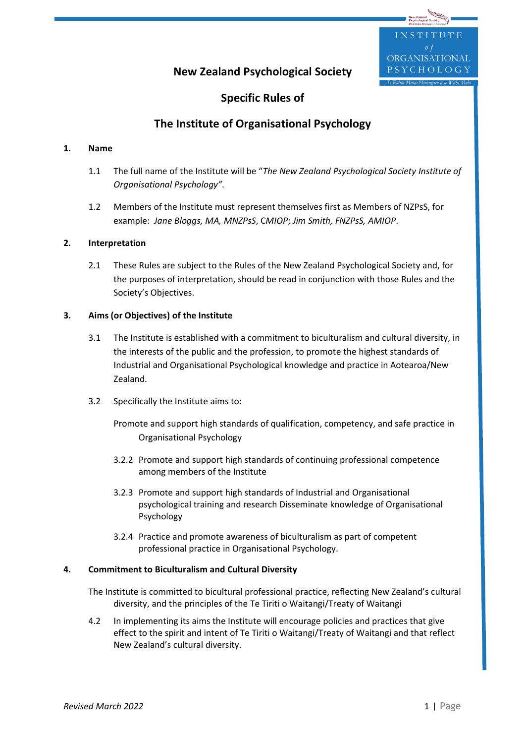# New Zealand Psychological Society

## Specific Rules of

## The Institute of Organisational Psychology

### 1. Name

1.1 The full name of the Institute will be "*The New Zealand Psychological Society Institute of Organisational Psychology"*.

1.2 Members of the Institute must represent themselves first as Members of NZPsS, for example: *Jane Bloggs, MA, MNZPsS*, CMIOP; *Jim Smith, FNZPsS, AMIOP*.

### 2. Interpretation

2.1 These Rules are subject to the Rules of the New Zealand Psychological Society and, for the purposes of interpretation, should be read in conjunction with those Rules and the Society's Objectives.

### 3. Aims (or Objectives) of the Institute

3.1 The Institute is established with a commitment to biculturalism and cultural diversity, in the interests of the public and the profession, to promote the highest standards of Industrial and Organisational Psychological knowledge and practice in Aotearoa/New Zealand.

3.2 Specifically the Institute aims to:

Promote and support high standards of qualification, competency, and safe practice in Organisational Psychology

3.2.2 Promote and support high standards of continuing professional competence among members of the Institute

3.2.3 Promote and support high standards of Industrial and Organisational psychological training and research Disseminate knowledge of Organisational Psychology

3.2.4 Practice and promote awareness of biculturalism as part of competent professional practice in Organisational Psychology.

### 4. Commitment to Biculturalism and Cultural Diversity

The Institute is committed to bicultural professional practice, reflecting New Zealand's cultural diversity, and the principles of the Te Tiriti o Waitangi/Treaty of Waitangi

4.2 In implementing its aims the Institute will encourage policies and practices that give effect to the spirit and intent of Te Tiriti o Waitangi/Treaty of Waitangi and that reflect New Zealand's cultural diversity.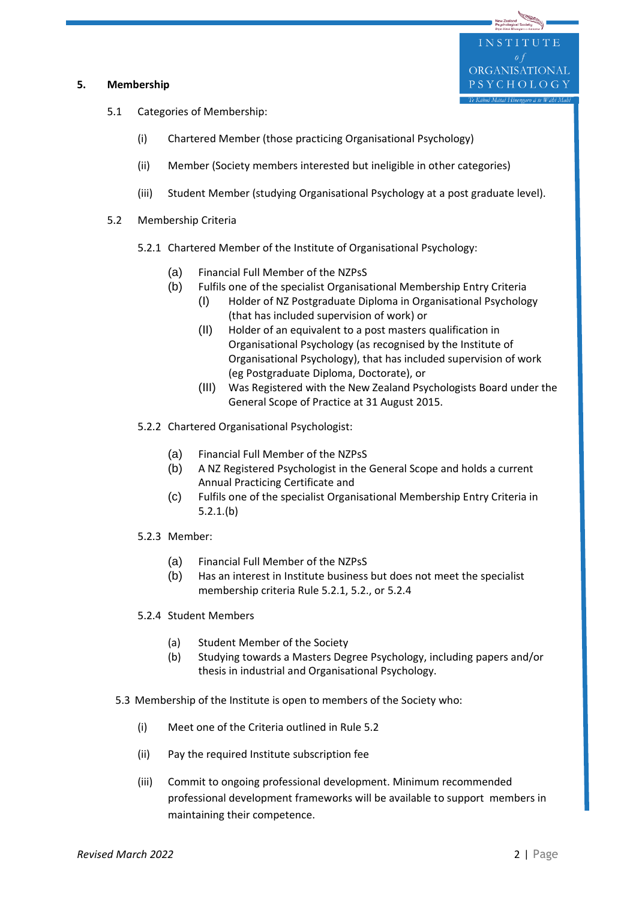## 5. Membership

5.1 Categories of Membership:

(i) Chartered Member (those practicing Organisational Psychology)

(ii) Member (Society members interested but ineligible in other categories)

(iii) Student Member (studying Organisational Psychology at a post graduate level).

5.2 Membership Criteria

5.2.1 Chartered Member of the Institute of Organisational Psychology:

(a) Financial Full Member of the NZPsS
(b) Fulfils one of the specialist Organisational Membership Entry Criteria
  (I) Holder of NZ Postgraduate Diploma in Organisational Psychology (that has included supervision of work) or
  (II) Holder of an equivalent to a post masters qualification in Organisational Psychology (as recognised by the Institute of Organisational Psychology), that has included supervision of work (eg Postgraduate Diploma, Doctorate), or
  (III) Was Registered with the New Zealand Psychologists Board under the General Scope of Practice at 31 August 2015.

5.2.2 Chartered Organisational Psychologist:

(a) Financial Full Member of the NZPsS
(b) A NZ Registered Psychologist in the General Scope and holds a current Annual Practicing Certificate and
(c) Fulfils one of the specialist Organisational Membership Entry Criteria in 5.2.1.(b)

5.2.3 Member:

(a) Financial Full Member of the NZPsS
(b) Has an interest in Institute business but does not meet the specialist membership criteria Rule 5.2.1, 5.2., or 5.2.4

5.2.4 Student Members

(a) Student Member of the Society
(b) Studying towards a Masters Degree Psychology, including papers and/or thesis in industrial and Organisational Psychology.

5.3 Membership of the Institute is open to members of the Society who:

(i) Meet one of the Criteria outlined in Rule 5.2

(ii) Pay the required Institute subscription fee

(iii) Commit to ongoing professional development. Minimum recommended professional development frameworks will be available to support members in maintaining their competence.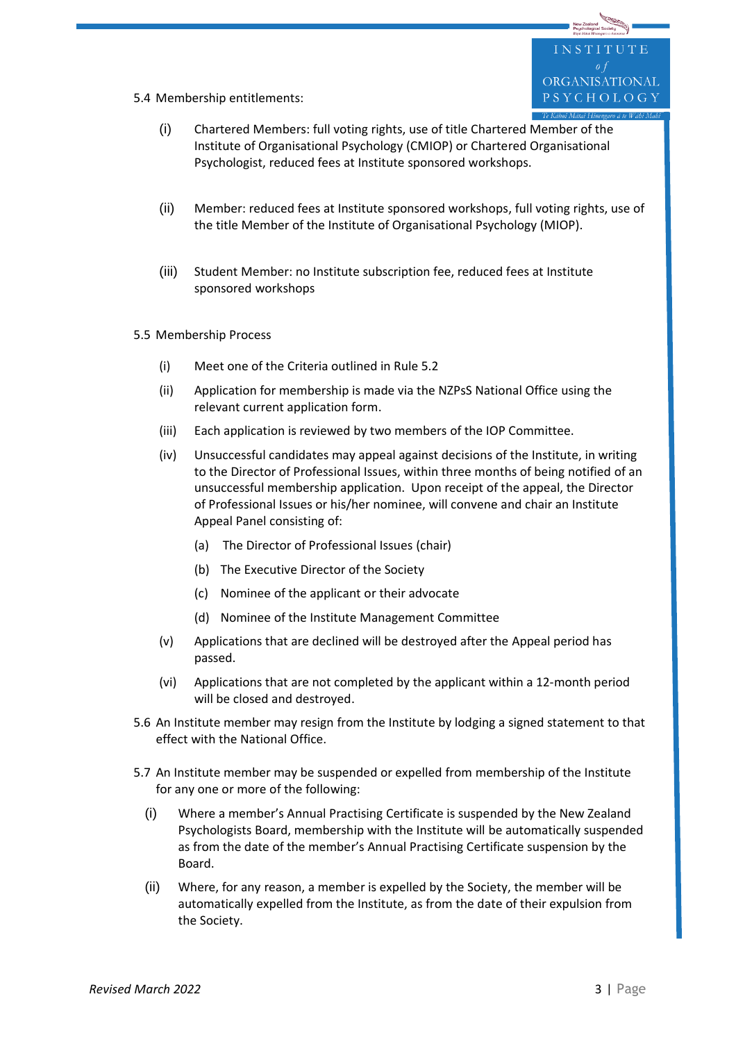5.4 Membership entitlements:

(i) Chartered Members: full voting rights, use of title Chartered Member of the Institute of Organisational Psychology (CMIOP) or Chartered Organisational Psychologist, reduced fees at Institute sponsored workshops.

(ii) Member: reduced fees at Institute sponsored workshops, full voting rights, use of the title Member of the Institute of Organisational Psychology (MIOP).

(iii) Student Member: no Institute subscription fee, reduced fees at Institute sponsored workshops

5.5 Membership Process

(i) Meet one of the Criteria outlined in Rule 5.2

(ii) Application for membership is made via the NZPsS National Office using the relevant current application form.

(iii) Each application is reviewed by two members of the IOP Committee.

(iv) Unsuccessful candidates may appeal against decisions of the Institute, in writing to the Director of Professional Issues, within three months of being notified of an unsuccessful membership application. Upon receipt of the appeal, the Director of Professional Issues or his/her nominee, will convene and chair an Institute Appeal Panel consisting of:

  (a) The Director of Professional Issues (chair)

  (b) The Executive Director of the Society

  (c) Nominee of the applicant or their advocate

  (d) Nominee of the Institute Management Committee

(v) Applications that are declined will be destroyed after the Appeal period has passed.

(vi) Applications that are not completed by the applicant within a 12-month period will be closed and destroyed.

5.6 An Institute member may resign from the Institute by lodging a signed statement to that effect with the National Office.

5.7 An Institute member may be suspended or expelled from membership of the Institute for any one or more of the following:

(i) Where a member's Annual Practising Certificate is suspended by the New Zealand Psychologists Board, membership with the Institute will be automatically suspended as from the date of the member's Annual Practising Certificate suspension by the Board.

(ii) Where, for any reason, a member is expelled by the Society, the member will be automatically expelled from the Institute, as from the date of their expulsion from the Society.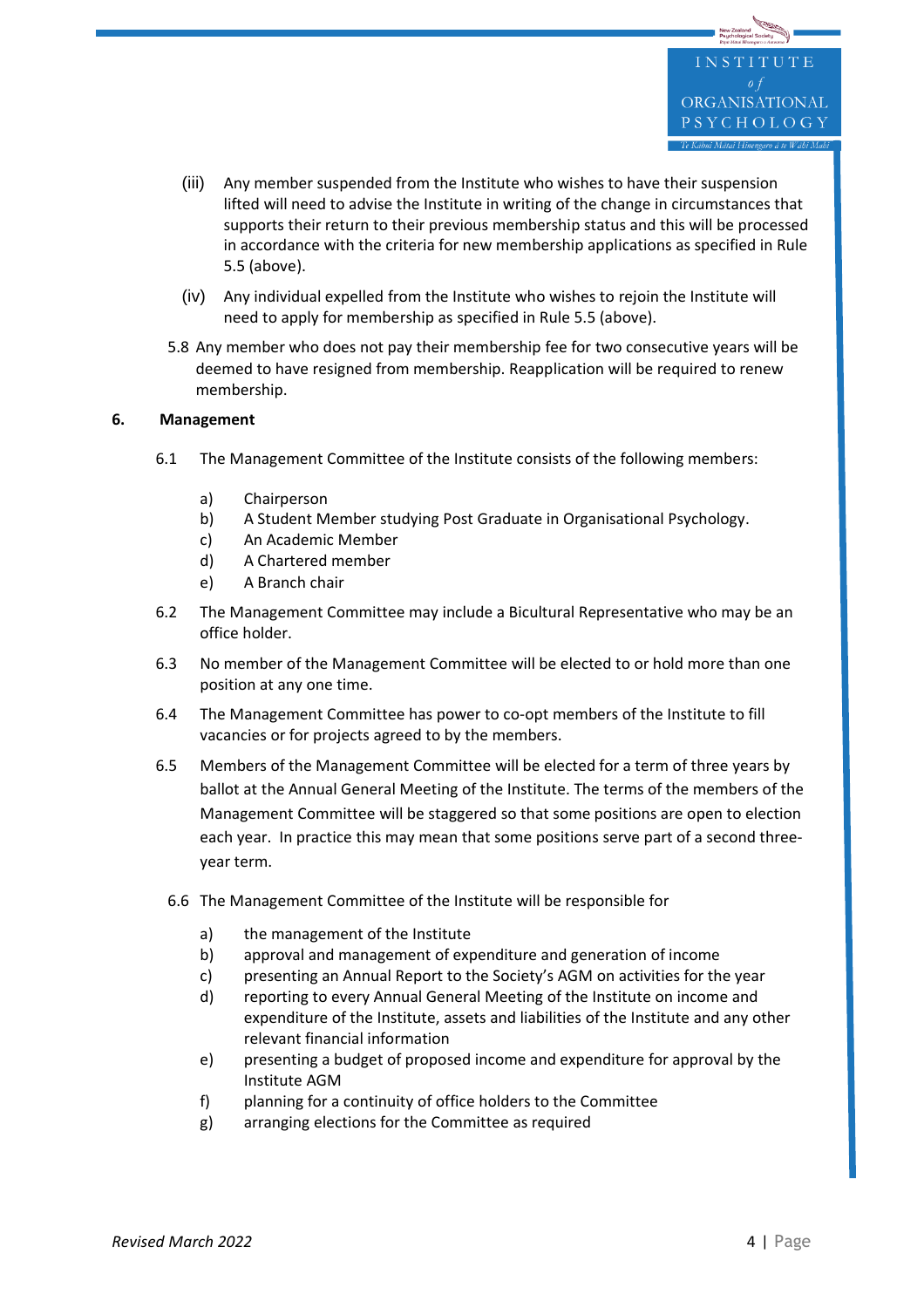(iii) Any member suspended from the Institute who wishes to have their suspension lifted will need to advise the Institute in writing of the change in circumstances that supports their return to their previous membership status and this will be processed in accordance with the criteria for new membership applications as specified in Rule 5.5 (above).

(iv) Any individual expelled from the Institute who wishes to rejoin the Institute will need to apply for membership as specified in Rule 5.5 (above).

5.8 Any member who does not pay their membership fee for two consecutive years will be deemed to have resigned from membership. Reapplication will be required to renew membership.

**6. Management**

6.1 The Management Committee of the Institute consists of the following members:

a) Chairperson
b) A Student Member studying Post Graduate in Organisational Psychology.
c) An Academic Member
d) A Chartered member
e) A Branch chair

6.2 The Management Committee may include a Bicultural Representative who may be an office holder.

6.3 No member of the Management Committee will be elected to or hold more than one position at any one time.

6.4 The Management Committee has power to co-opt members of the Institute to fill vacancies or for projects agreed to by the members.

6.5 Members of the Management Committee will be elected for a term of three years by ballot at the Annual General Meeting of the Institute. The terms of the members of the Management Committee will be staggered so that some positions are open to election each year. In practice this may mean that some positions serve part of a second three-year term.

6.6 The Management Committee of the Institute will be responsible for

a) the management of the Institute
b) approval and management of expenditure and generation of income
c) presenting an Annual Report to the Society's AGM on activities for the year
d) reporting to every Annual General Meeting of the Institute on income and expenditure of the Institute, assets and liabilities of the Institute and any other relevant financial information
e) presenting a budget of proposed income and expenditure for approval by the Institute AGM
f) planning for a continuity of office holders to the Committee
g) arranging elections for the Committee as required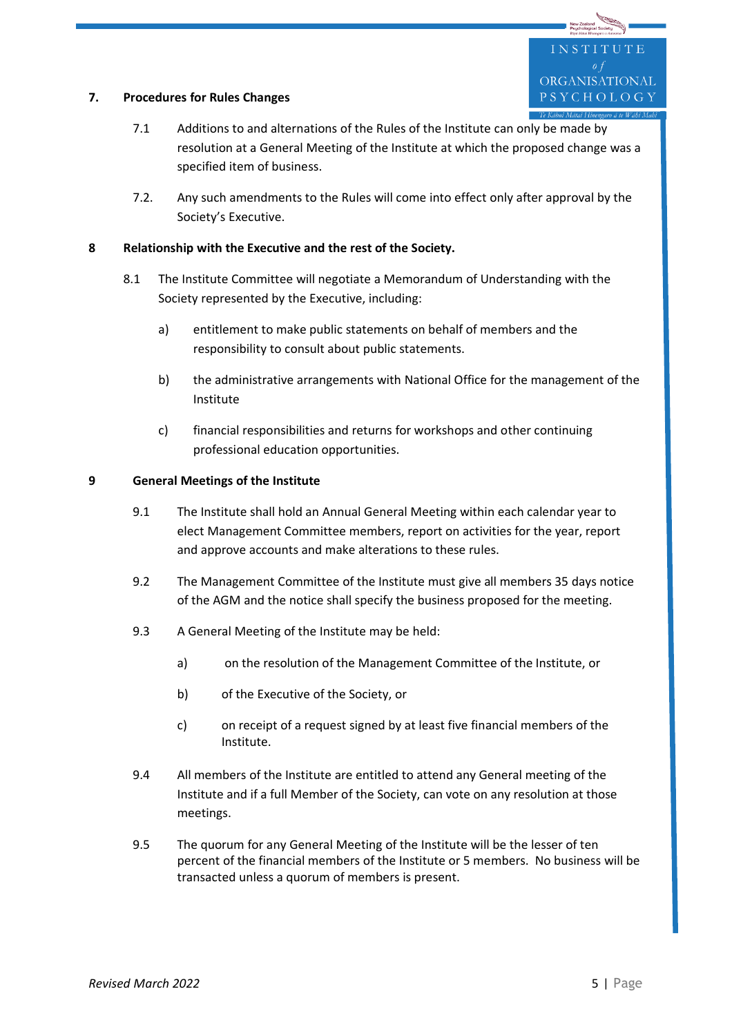## 7. Procedures for Rules Changes

7.1 Additions to and alternations of the Rules of the Institute can only be made by resolution at a General Meeting of the Institute at which the proposed change was a specified item of business.

7.2. Any such amendments to the Rules will come into effect only after approval by the Society's Executive.

## 8 Relationship with the Executive and the rest of the Society.

8.1 The Institute Committee will negotiate a Memorandum of Understanding with the Society represented by the Executive, including:

a) entitlement to make public statements on behalf of members and the responsibility to consult about public statements.

b) the administrative arrangements with National Office for the management of the Institute

c) financial responsibilities and returns for workshops and other continuing professional education opportunities.

## 9 General Meetings of the Institute

9.1 The Institute shall hold an Annual General Meeting within each calendar year to elect Management Committee members, report on activities for the year, report and approve accounts and make alterations to these rules.

9.2 The Management Committee of the Institute must give all members 35 days notice of the AGM and the notice shall specify the business proposed for the meeting.

9.3 A General Meeting of the Institute may be held:

a) on the resolution of the Management Committee of the Institute, or

b) of the Executive of the Society, or

c) on receipt of a request signed by at least five financial members of the Institute.

9.4 All members of the Institute are entitled to attend any General meeting of the Institute and if a full Member of the Society, can vote on any resolution at those meetings.

9.5 The quorum for any General Meeting of the Institute will be the lesser of ten percent of the financial members of the Institute or 5 members. No business will be transacted unless a quorum of members is present.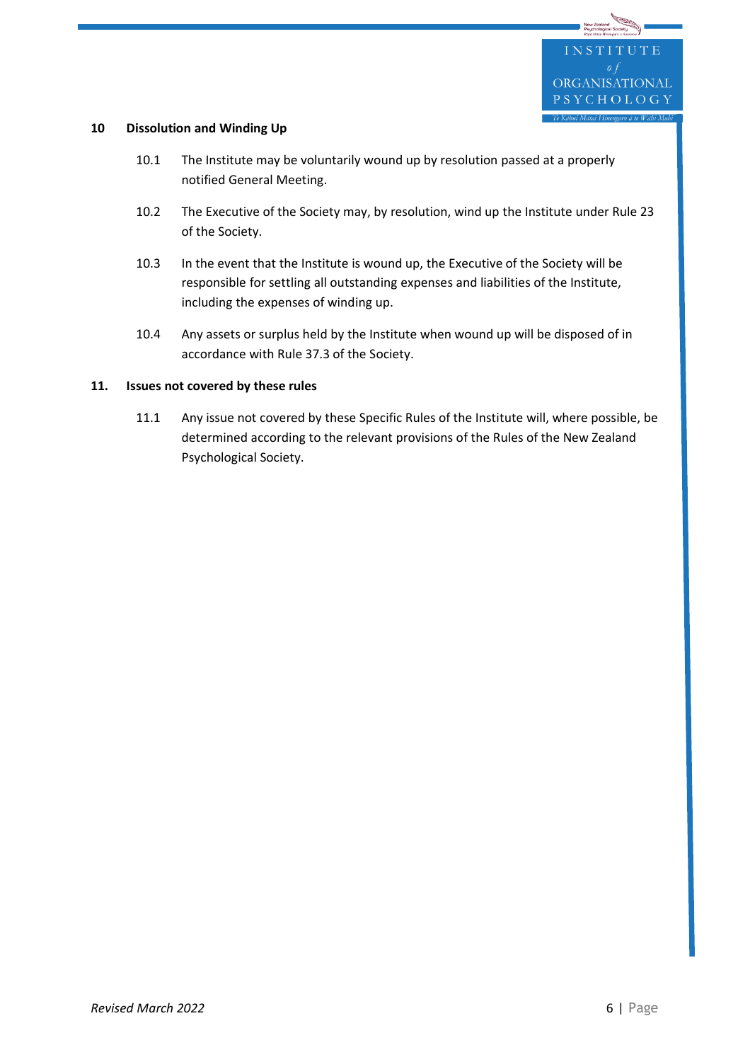## 10 Dissolution and Winding Up

10.1 The Institute may be voluntarily wound up by resolution passed at a properly notified General Meeting.

10.2 The Executive of the Society may, by resolution, wind up the Institute under Rule 23 of the Society.

10.3 In the event that the Institute is wound up, the Executive of the Society will be responsible for settling all outstanding expenses and liabilities of the Institute, including the expenses of winding up.

10.4 Any assets or surplus held by the Institute when wound up will be disposed of in accordance with Rule 37.3 of the Society.

## 11. Issues not covered by these rules

11.1 Any issue not covered by these Specific Rules of the Institute will, where possible, be determined according to the relevant provisions of the Rules of the New Zealand Psychological Society.